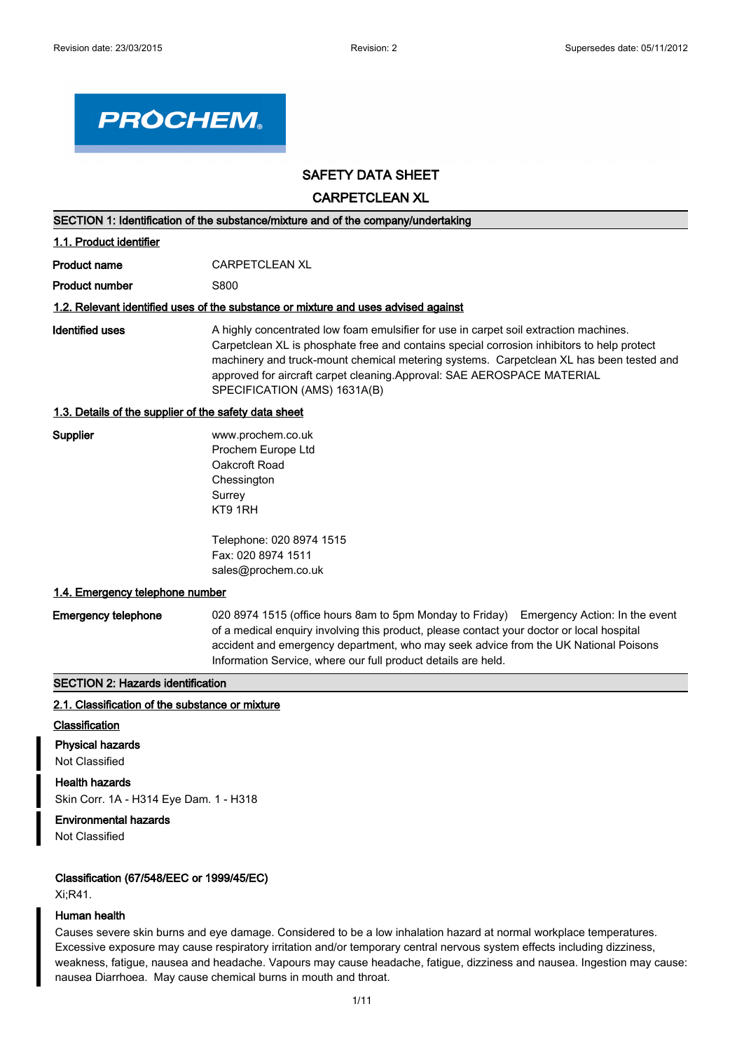Revision date: 23/03/2015 Revision: 2 Supersedes date: 05/11/2012

# SAFETY DATA SHEET

# CARPETCLEAN XL

## SECTION 1: Identification of the substance/mixture and of the company/undertaking

### 1.1. Product identifier

**Product name** CARPETCLEAN XL

**Product number** S800

### 1.2. Relevant identified uses of the substance or mixture and uses advised against

**Identified uses** A highly concentrated low foam emulsifier for use in carpet soil extraction machines. Carpetclean XL is phosphate free and contains special corrosion inhibitors to help protect machinery and truck-mount chemical metering systems. Carpetclean XL has been tested and approved for aircraft carpet cleaning.Approval: SAE AEROSPACE MATERIAL SPECIFICATION (AMS) 1631A(B)

### 1.3. Details of the supplier of the safety data sheet

**Supplier**

www.prochem.co.uk
Prochem Europe Ltd
Oakcroft Road
Chessington
Surrey
KT9 1RH

Telephone: 020 8974 1515
Fax: 020 8974 1511
sales@prochem.co.uk

### 1.4. Emergency telephone number

**Emergency telephone** 020 8974 1515 (office hours 8am to 5pm Monday to Friday) Emergency Action: In the event of a medical enquiry involving this product, please contact your doctor or local hospital accident and emergency department, who may seek advice from the UK National Poisons Information Service, where our full product details are held.

## SECTION 2: Hazards identification

### 2.1. Classification of the substance or mixture

**Classification**

**Physical hazards**
Not Classified

**Health hazards**
Skin Corr. 1A - H314 Eye Dam. 1 - H318

**Environmental hazards**
Not Classified

**Classification (67/548/EEC or 1999/45/EC)**
Xi;R41.

**Human health**
Causes severe skin burns and eye damage. Considered to be a low inhalation hazard at normal workplace temperatures. Excessive exposure may cause respiratory irritation and/or temporary central nervous system effects including dizziness, weakness, fatigue, nausea and headache. Vapours may cause headache, fatigue, dizziness and nausea. Ingestion may cause: nausea Diarrhoea. May cause chemical burns in mouth and throat.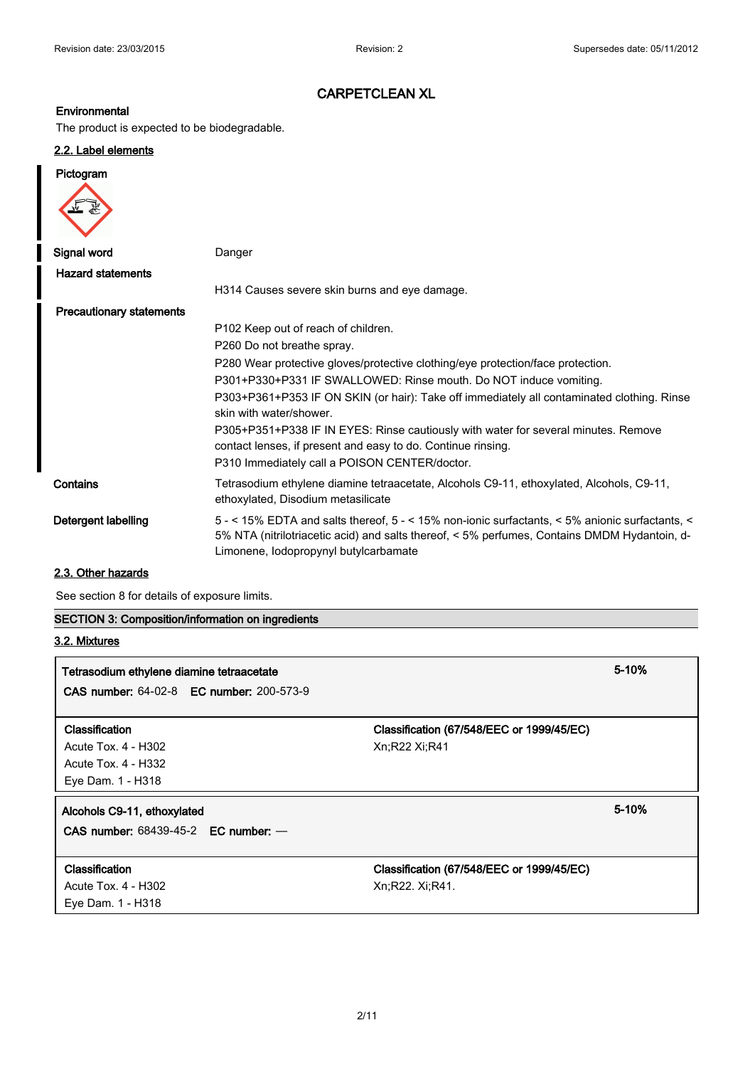# CARPETCLEAN XL

**Environmental**

The product is expected to be biodegradable.

## 2.2. Label elements

**Pictogram**

| | |
|---|---|
| **Signal word** | Danger |
| **Hazard statements** | H314 Causes severe skin burns and eye damage. |
| **Precautionary statements** | P102 Keep out of reach of children.<br>P260 Do not breathe spray.<br>P280 Wear protective gloves/protective clothing/eye protection/face protection.<br>P301+P330+P331 IF SWALLOWED: Rinse mouth. Do NOT induce vomiting.<br>P303+P361+P353 IF ON SKIN (or hair): Take off immediately all contaminated clothing. Rinse skin with water/shower.<br>P305+P351+P338 IF IN EYES: Rinse cautiously with water for several minutes. Remove contact lenses, if present and easy to do. Continue rinsing.<br>P310 Immediately call a POISON CENTER/doctor. |
| **Contains** | Tetrasodium ethylene diamine tetraacetate, Alcohols C9-11, ethoxylated, Alcohols, C9-11, ethoxylated, Disodium metasilicate |
| **Detergent labelling** | 5 - < 15% EDTA and salts thereof, 5 - < 15% non-ionic surfactants, < 5% anionic surfactants, < 5% NTA (nitrilotriacetic acid) and salts thereof, < 5% perfumes, Contains DMDM Hydantoin, d-Limonene, Iodopropynyl butylcarbamate |

## 2.3. Other hazards

See section 8 for details of exposure limits.

## SECTION 3: Composition/information on ingredients

## 3.2. Mixtures

| **Tetrasodium ethylene diamine tetraacetate**<br>**CAS number:** 64-02-8 **EC number:** 200-573-9 | 5-10% |
|---|---|
| **Classification**<br>Acute Tox. 4 - H302<br>Acute Tox. 4 - H332<br>Eye Dam. 1 - H318 | **Classification (67/548/EEC or 1999/45/EC)**<br>Xn;R22 Xi;R41 |

| **Alcohols C9-11, ethoxylated**<br>**CAS number:** 68439-45-2 **EC number:** — | 5-10% |
|---|---|
| **Classification**<br>Acute Tox. 4 - H302<br>Eye Dam. 1 - H318 | **Classification (67/548/EEC or 1999/45/EC)**<br>Xn;R22. Xi;R41. |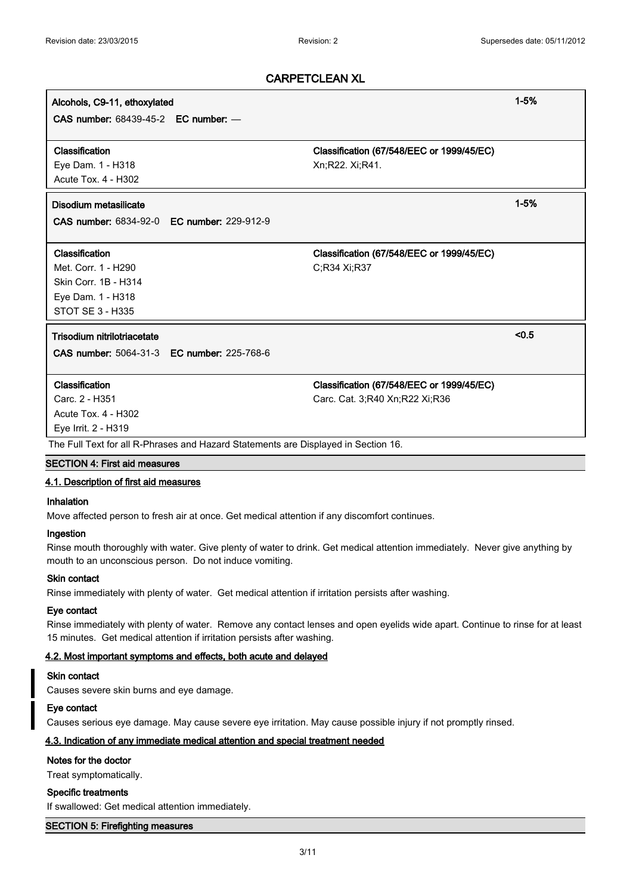## CARPETCLEAN XL

| Alcohols, C9-11, ethoxylated | | 1-5% |
|---|---|---|
| **CAS number:** 68439-45-2 **EC number:** — | | |
| **Classification** | **Classification (67/548/EEC or 1999/45/EC)** | |
| Eye Dam. 1 - H318<br>Acute Tox. 4 - H302 | Xn;R22. Xi;R41. | |

| Disodium metasilicate | | 1-5% |
|---|---|---|
| **CAS number:** 6834-92-0 **EC number:** 229-912-9 | | |
| **Classification** | **Classification (67/548/EEC or 1999/45/EC)** | |
| Met. Corr. 1 - H290<br>Skin Corr. 1B - H314<br>Eye Dam. 1 - H318<br>STOT SE 3 - H335 | C;R34 Xi;R37 | |

| Trisodium nitrilotriacetate | | <0.5 |
|---|---|---|
| **CAS number:** 5064-31-3 **EC number:** 225-768-6 | | |
| **Classification** | **Classification (67/548/EEC or 1999/45/EC)** | |
| Carc. 2 - H351<br>Acute Tox. 4 - H302<br>Eye Irrit. 2 - H319 | Carc. Cat. 3;R40 Xn;R22 Xi;R36 | |

The Full Text for all R-Phrases and Hazard Statements are Displayed in Section 16.

## SECTION 4: First aid measures

### 4.1. Description of first aid measures

**Inhalation**

Move affected person to fresh air at once. Get medical attention if any discomfort continues.

**Ingestion**

Rinse mouth thoroughly with water. Give plenty of water to drink. Get medical attention immediately. Never give anything by mouth to an unconscious person. Do not induce vomiting.

**Skin contact**

Rinse immediately with plenty of water. Get medical attention if irritation persists after washing.

**Eye contact**

Rinse immediately with plenty of water. Remove any contact lenses and open eyelids wide apart. Continue to rinse for at least 15 minutes. Get medical attention if irritation persists after washing.

### 4.2. Most important symptoms and effects, both acute and delayed

**Skin contact**

Causes severe skin burns and eye damage.

**Eye contact**

Causes serious eye damage. May cause severe eye irritation. May cause possible injury if not promptly rinsed.

### 4.3. Indication of any immediate medical attention and special treatment needed

**Notes for the doctor**

Treat symptomatically.

**Specific treatments**

If swallowed: Get medical attention immediately.

## SECTION 5: Firefighting measures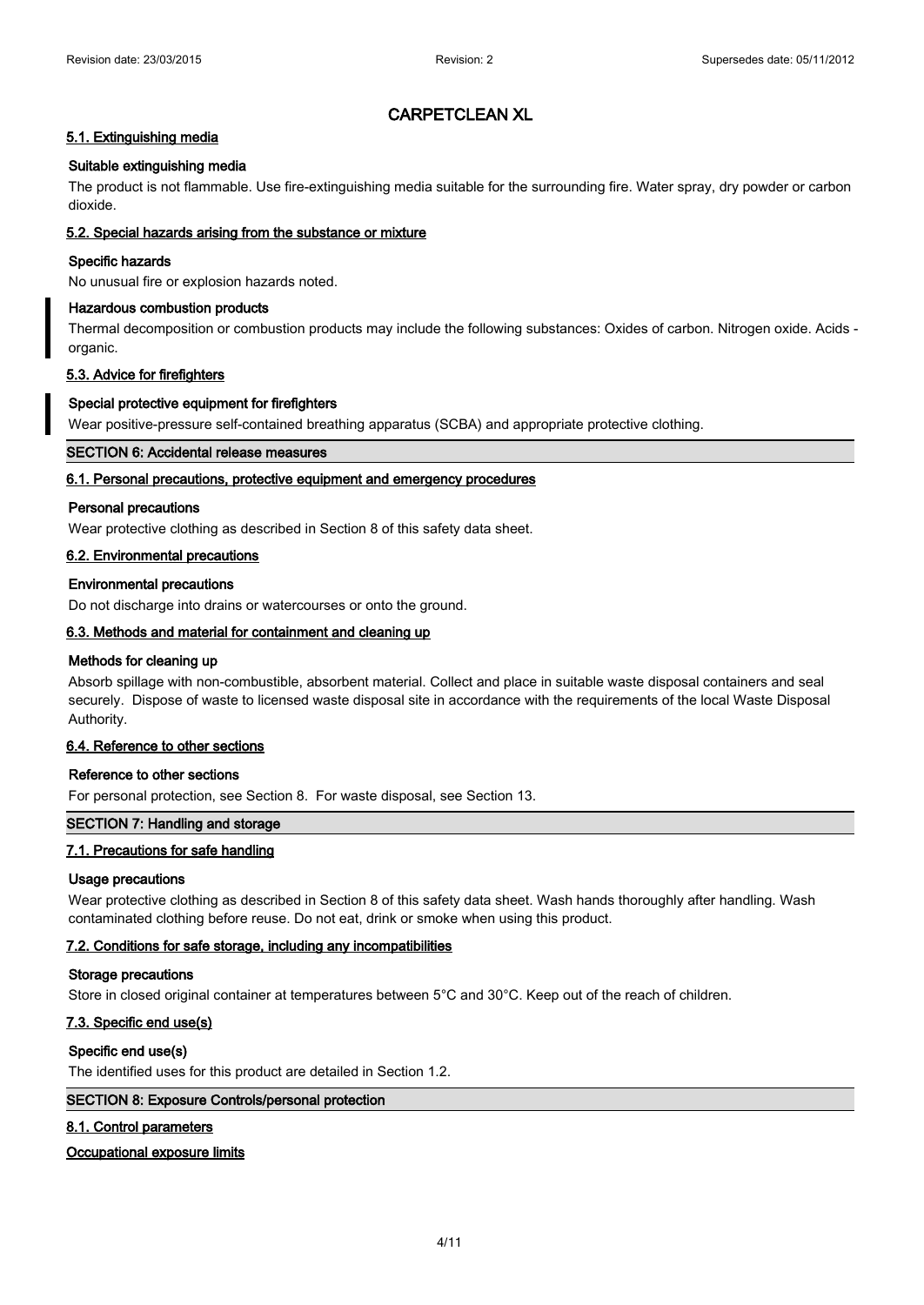# CARPETCLEAN XL

### 5.1. Extinguishing media

**Suitable extinguishing media**

The product is not flammable. Use fire-extinguishing media suitable for the surrounding fire. Water spray, dry powder or carbon dioxide.

### 5.2. Special hazards arising from the substance or mixture

**Specific hazards**

No unusual fire or explosion hazards noted.

**Hazardous combustion products**

Thermal decomposition or combustion products may include the following substances: Oxides of carbon. Nitrogen oxide. Acids - organic.

### 5.3. Advice for firefighters

**Special protective equipment for firefighters**

Wear positive-pressure self-contained breathing apparatus (SCBA) and appropriate protective clothing.

## SECTION 6: Accidental release measures

### 6.1. Personal precautions, protective equipment and emergency procedures

**Personal precautions**

Wear protective clothing as described in Section 8 of this safety data sheet.

### 6.2. Environmental precautions

**Environmental precautions**

Do not discharge into drains or watercourses or onto the ground.

### 6.3. Methods and material for containment and cleaning up

**Methods for cleaning up**

Absorb spillage with non-combustible, absorbent material. Collect and place in suitable waste disposal containers and seal securely. Dispose of waste to licensed waste disposal site in accordance with the requirements of the local Waste Disposal Authority.

### 6.4. Reference to other sections

**Reference to other sections**

For personal protection, see Section 8. For waste disposal, see Section 13.

## SECTION 7: Handling and storage

### 7.1. Precautions for safe handling

**Usage precautions**

Wear protective clothing as described in Section 8 of this safety data sheet. Wash hands thoroughly after handling. Wash contaminated clothing before reuse. Do not eat, drink or smoke when using this product.

### 7.2. Conditions for safe storage, including any incompatibilities

**Storage precautions**

Store in closed original container at temperatures between 5°C and 30°C. Keep out of the reach of children.

### 7.3. Specific end use(s)

**Specific end use(s)**

The identified uses for this product are detailed in Section 1.2.

## SECTION 8: Exposure Controls/personal protection

### 8.1. Control parameters

**Occupational exposure limits**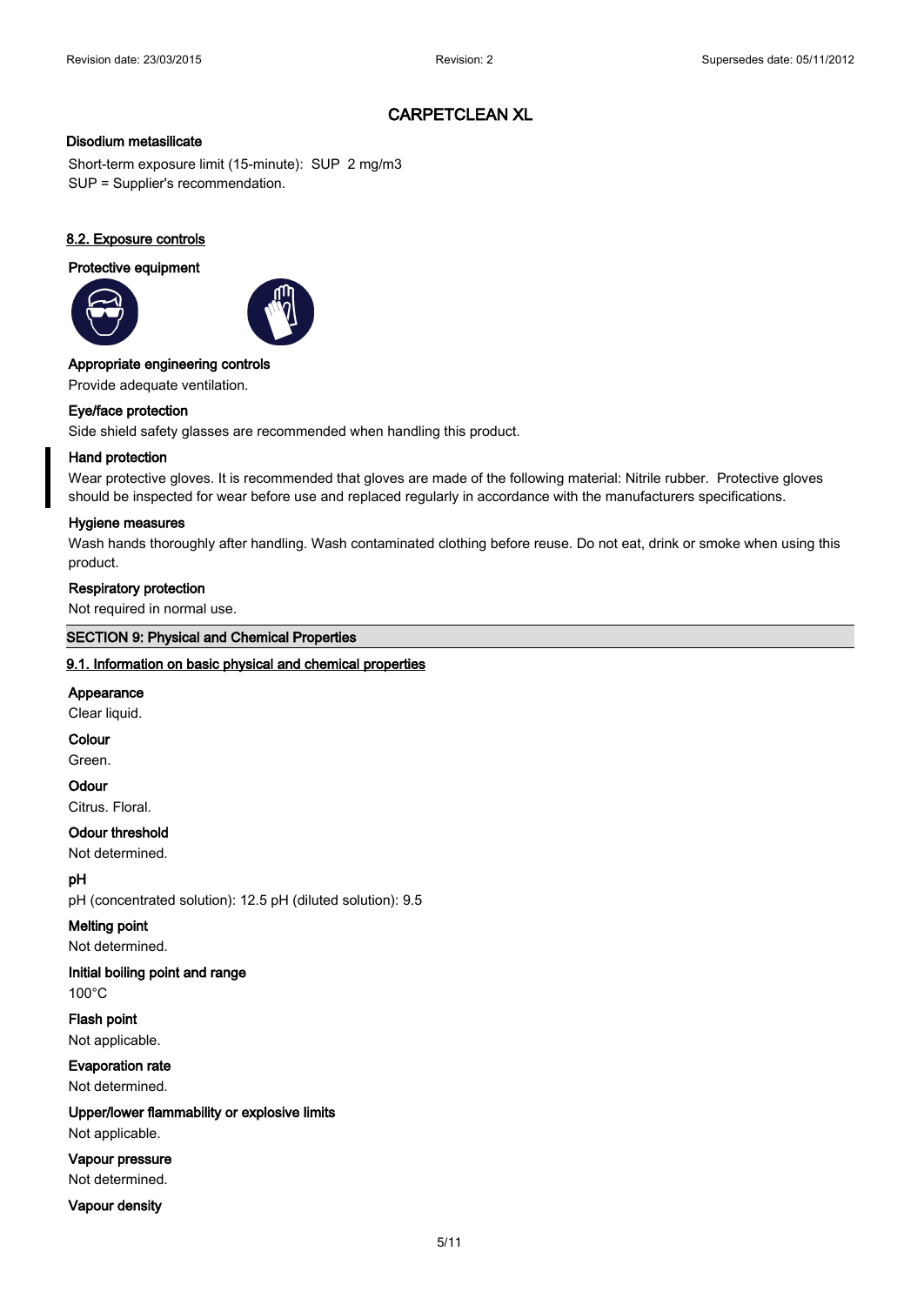**Disodium metasilicate**

Short-term exposure limit (15-minute): SUP 2 mg/m3
SUP = Supplier's recommendation.

### 8.2. Exposure controls

**Protective equipment**

**Appropriate engineering controls**

Provide adequate ventilation.

**Eye/face protection**

Side shield safety glasses are recommended when handling this product.

**Hand protection**

Wear protective gloves. It is recommended that gloves are made of the following material: Nitrile rubber. Protective gloves should be inspected for wear before use and replaced regularly in accordance with the manufacturers specifications.

**Hygiene measures**

Wash hands thoroughly after handling. Wash contaminated clothing before reuse. Do not eat, drink or smoke when using this product.

**Respiratory protection**

Not required in normal use.

## SECTION 9: Physical and Chemical Properties

### 9.1. Information on basic physical and chemical properties

**Appearance**

Clear liquid.

**Colour**

Green.

**Odour**

Citrus. Floral.

**Odour threshold**

Not determined.

**pH**

pH (concentrated solution): 12.5 pH (diluted solution): 9.5

**Melting point**

Not determined.

**Initial boiling point and range**

100°C

**Flash point**

Not applicable.

**Evaporation rate**

Not determined.

**Upper/lower flammability or explosive limits**

Not applicable.

**Vapour pressure**

Not determined.

**Vapour density**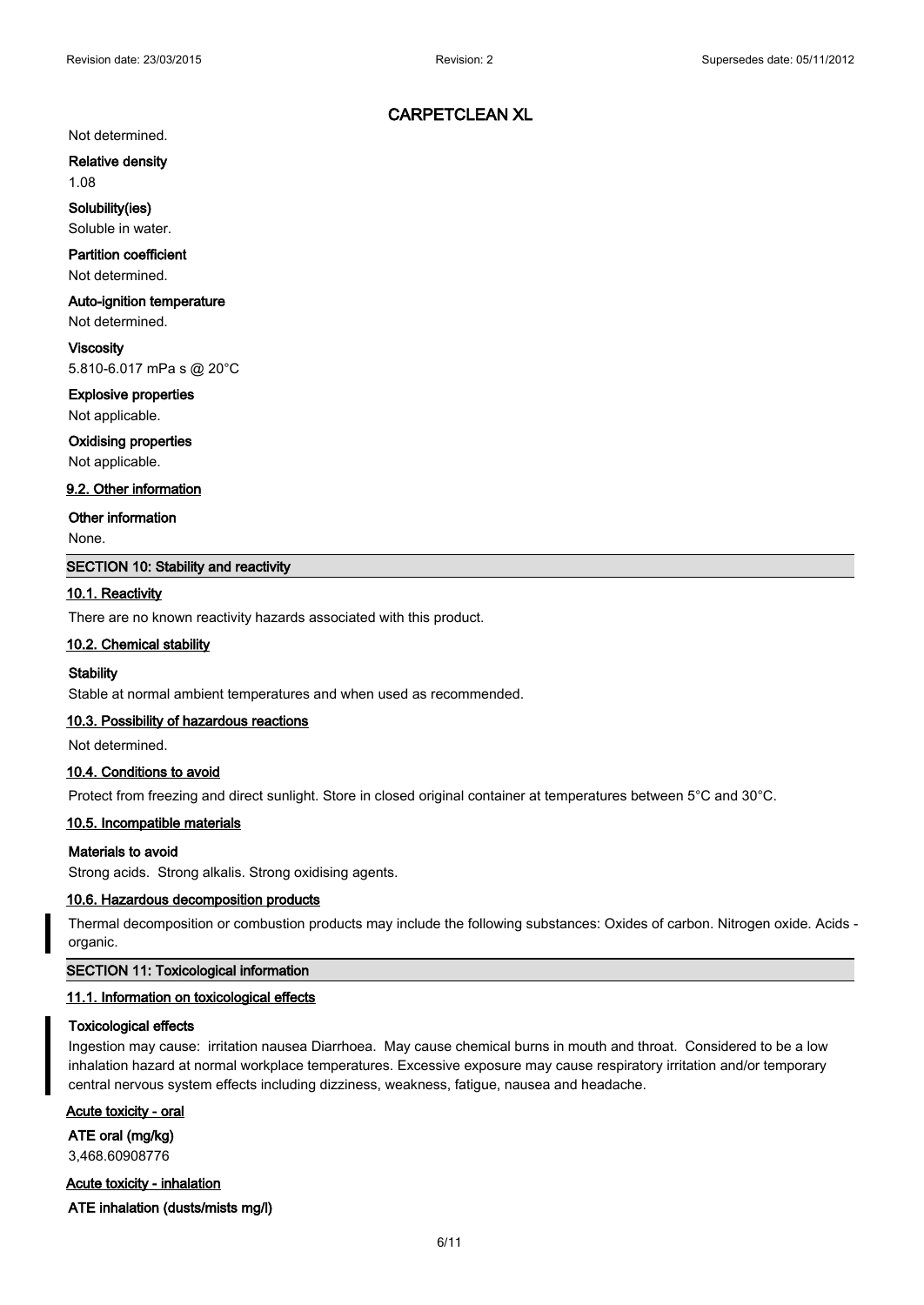Not determined.

**Relative density**

1.08

**Solubility(ies)**

Soluble in water.

**Partition coefficient**

Not determined.

**Auto-ignition temperature**

Not determined.

**Viscosity**

5.810-6.017 mPa s @ 20°C

**Explosive properties**

Not applicable.

**Oxidising properties**

Not applicable.

### 9.2. Other information

**Other information**

None.

## SECTION 10: Stability and reactivity

### 10.1. Reactivity

There are no known reactivity hazards associated with this product.

### 10.2. Chemical stability

**Stability**

Stable at normal ambient temperatures and when used as recommended.

### 10.3. Possibility of hazardous reactions

Not determined.

### 10.4. Conditions to avoid

Protect from freezing and direct sunlight. Store in closed original container at temperatures between 5°C and 30°C.

### 10.5. Incompatible materials

**Materials to avoid**

Strong acids. Strong alkalis. Strong oxidising agents.

### 10.6. Hazardous decomposition products

Thermal decomposition or combustion products may include the following substances: Oxides of carbon. Nitrogen oxide. Acids - organic.

## SECTION 11: Toxicological information

### 11.1. Information on toxicological effects

**Toxicological effects**

Ingestion may cause: irritation nausea Diarrhoea. May cause chemical burns in mouth and throat. Considered to be a low inhalation hazard at normal workplace temperatures. Excessive exposure may cause respiratory irritation and/or temporary central nervous system effects including dizziness, weakness, fatigue, nausea and headache.

**Acute toxicity - oral**

**ATE oral (mg/kg)**

3,468.60908776

**Acute toxicity - inhalation**

**ATE inhalation (dusts/mists mg/l)**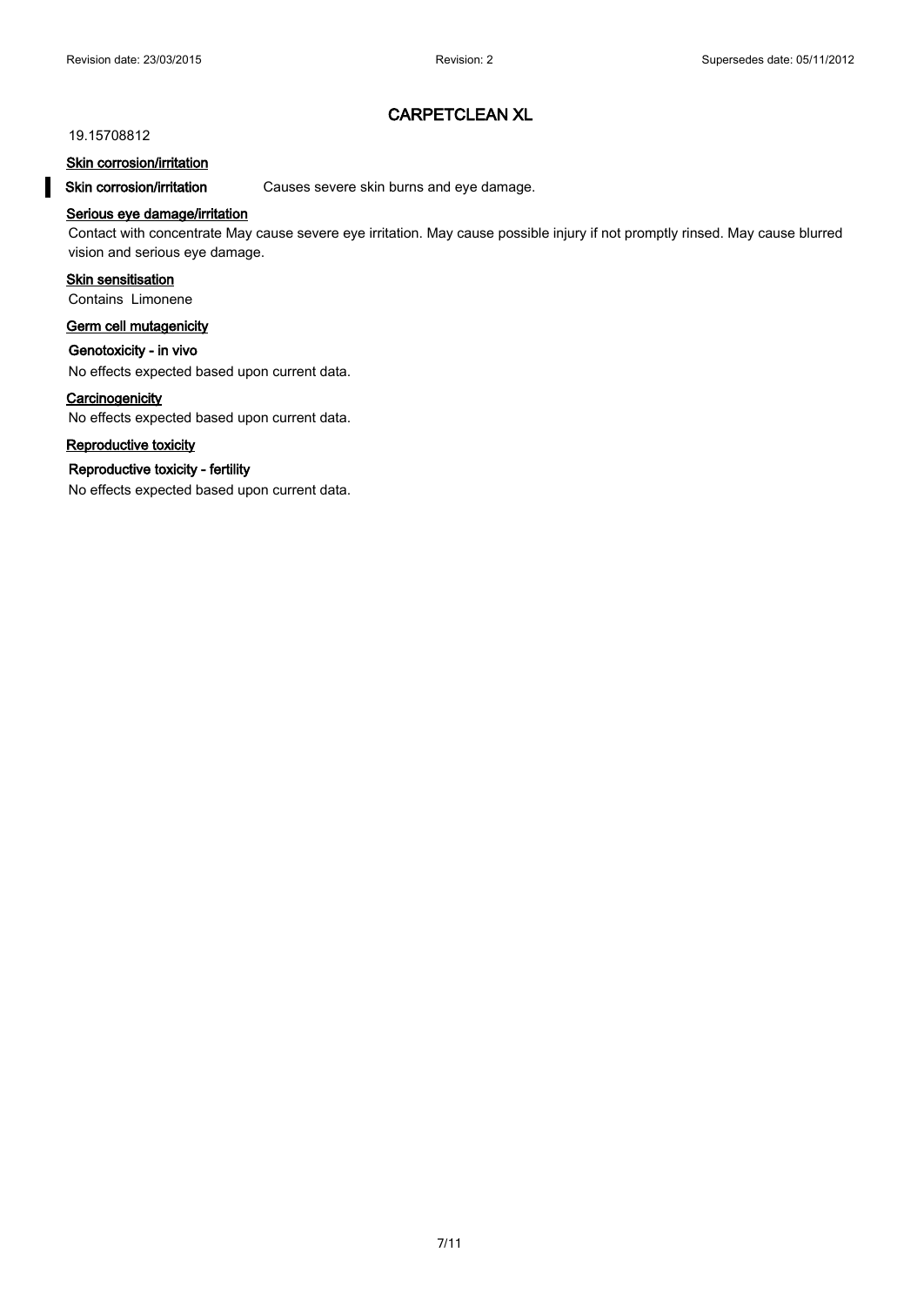# CARPETCLEAN XL

19.15708812

**Skin corrosion/irritation**

**Skin corrosion/irritation** Causes severe skin burns and eye damage.

**Serious eye damage/irritation**

Contact with concentrate May cause severe eye irritation. May cause possible injury if not promptly rinsed. May cause blurred vision and serious eye damage.

**Skin sensitisation**

Contains Limonene

**Germ cell mutagenicity**

**Genotoxicity - in vivo**

No effects expected based upon current data.

**Carcinogenicity**

No effects expected based upon current data.

**Reproductive toxicity**

**Reproductive toxicity - fertility**

No effects expected based upon current data.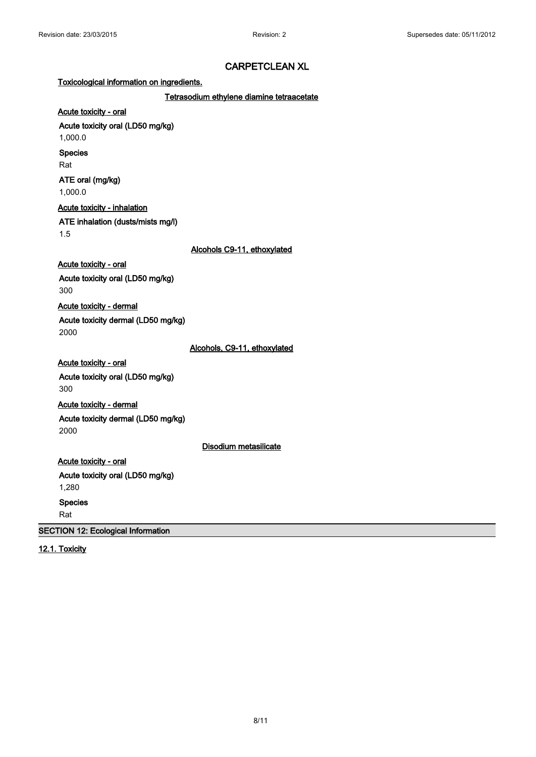# CARPETCLEAN XL

**Toxicological information on ingredients.**

**Tetrasodium ethylene diamine tetraacetate**

**Acute toxicity - oral**

**Acute toxicity oral (LD50 mg/kg)**
1,000.0

**Species**
Rat

**ATE oral (mg/kg)**
1,000.0

**Acute toxicity - inhalation**

**ATE inhalation (dusts/mists mg/l)**
1.5

**Alcohols C9-11, ethoxylated**

**Acute toxicity - oral**

**Acute toxicity oral (LD50 mg/kg)**
300

**Acute toxicity - dermal**

**Acute toxicity dermal (LD50 mg/kg)**
2000

**Alcohols, C9-11, ethoxylated**

**Acute toxicity - oral**

**Acute toxicity oral (LD50 mg/kg)**
300

**Acute toxicity - dermal**

**Acute toxicity dermal (LD50 mg/kg)**
2000

**Disodium metasilicate**

**Acute toxicity - oral**

**Acute toxicity oral (LD50 mg/kg)**
1,280

**Species**
Rat

## SECTION 12: Ecological Information

### 12.1. Toxicity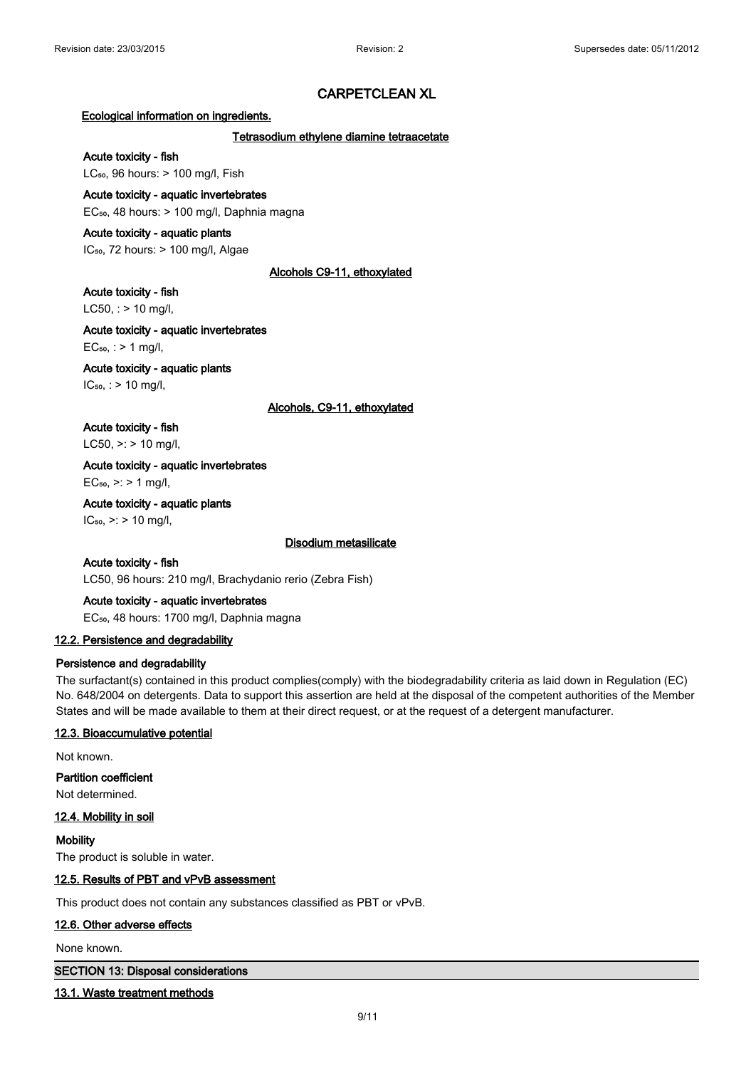# CARPETCLEAN XL

**Ecological information on ingredients.**

**Tetrasodium ethylene diamine tetraacetate**

**Acute toxicity - fish**

$LC_{50}$, 96 hours: > 100 mg/l, Fish

**Acute toxicity - aquatic invertebrates**

$EC_{50}$, 48 hours: > 100 mg/l, Daphnia magna

**Acute toxicity - aquatic plants**

$IC_{50}$, 72 hours: > 100 mg/l, Algae

**Alcohols C9-11, ethoxylated**

**Acute toxicity - fish**

LC50, : > 10 mg/l,

**Acute toxicity - aquatic invertebrates**

$EC_{50}$, : > 1 mg/l,

**Acute toxicity - aquatic plants**

$IC_{50}$, : > 10 mg/l,

**Alcohols, C9-11, ethoxylated**

**Acute toxicity - fish**

LC50, >: > 10 mg/l,

**Acute toxicity - aquatic invertebrates**

$EC_{50}$, >: > 1 mg/l,

**Acute toxicity - aquatic plants**

$IC_{50}$, >: > 10 mg/l,

**Disodium metasilicate**

**Acute toxicity - fish**

LC50, 96 hours: 210 mg/l, Brachydanio rerio (Zebra Fish)

**Acute toxicity - aquatic invertebrates**

$EC_{50}$, 48 hours: 1700 mg/l, Daphnia magna

## 12.2. Persistence and degradability

**Persistence and degradability**

The surfactant(s) contained in this product complies(comply) with the biodegradability criteria as laid down in Regulation (EC) No. 648/2004 on detergents. Data to support this assertion are held at the disposal of the competent authorities of the Member States and will be made available to them at their direct request, or at the request of a detergent manufacturer.

## 12.3. Bioaccumulative potential

Not known.

**Partition coefficient**

Not determined.

## 12.4. Mobility in soil

**Mobility**

The product is soluble in water.

## 12.5. Results of PBT and vPvB assessment

This product does not contain any substances classified as PBT or vPvB.

## 12.6. Other adverse effects

None known.

# SECTION 13: Disposal considerations

## 13.1. Waste treatment methods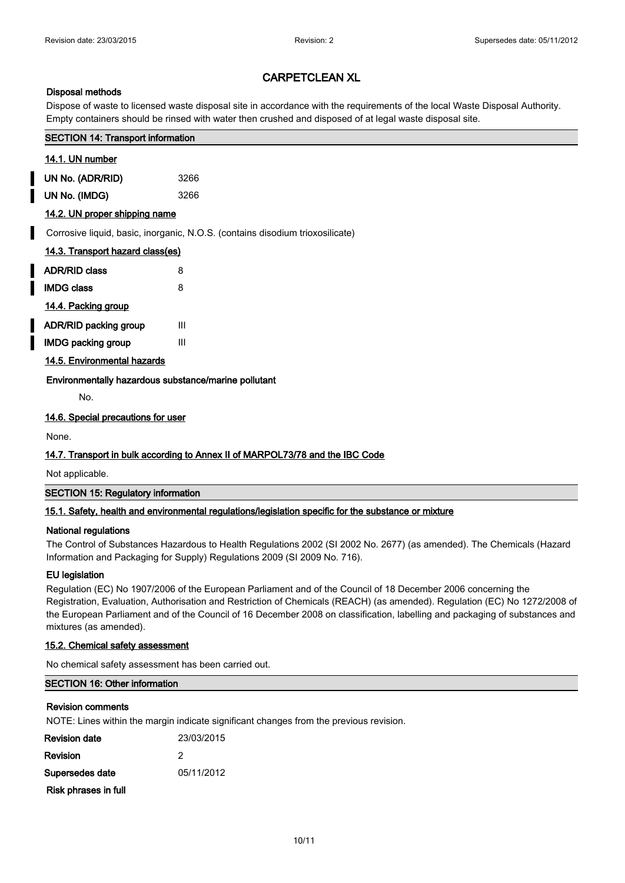# CARPETCLEAN XL

### Disposal methods

Dispose of waste to licensed waste disposal site in accordance with the requirements of the local Waste Disposal Authority. Empty containers should be rinsed with water then crushed and disposed of at legal waste disposal site.

## SECTION 14: Transport information

### 14.1. UN number

| | |
|---|---|
| **UN No. (ADR/RID)** | 3266 |
| **UN No. (IMDG)** | 3266 |

### 14.2. UN proper shipping name

Corrosive liquid, basic, inorganic, N.O.S. (contains disodium trioxosilicate)

### 14.3. Transport hazard class(es)

| | |
|---|---|
| **ADR/RID class** | 8 |
| **IMDG class** | 8 |

### 14.4. Packing group

| | |
|---|---|
| **ADR/RID packing group** | III |
| **IMDG packing group** | III |

### 14.5. Environmental hazards

**Environmentally hazardous substance/marine pollutant**

No.

### 14.6. Special precautions for user

None.

### 14.7. Transport in bulk according to Annex II of MARPOL73/78 and the IBC Code

Not applicable.

## SECTION 15: Regulatory information

### 15.1. Safety, health and environmental regulations/legislation specific for the substance or mixture

**National regulations**

The Control of Substances Hazardous to Health Regulations 2002 (SI 2002 No. 2677) (as amended). The Chemicals (Hazard Information and Packaging for Supply) Regulations 2009 (SI 2009 No. 716).

**EU legislation**

Regulation (EC) No 1907/2006 of the European Parliament and of the Council of 18 December 2006 concerning the Registration, Evaluation, Authorisation and Restriction of Chemicals (REACH) (as amended). Regulation (EC) No 1272/2008 of the European Parliament and of the Council of 16 December 2008 on classification, labelling and packaging of substances and mixtures (as amended).

### 15.2. Chemical safety assessment

No chemical safety assessment has been carried out.

## SECTION 16: Other information

**Revision comments**

NOTE: Lines within the margin indicate significant changes from the previous revision.

| | |
|---|---|
| **Revision date** | 23/03/2015 |
| **Revision** | 2 |
| **Supersedes date** | 05/11/2012 |

**Risk phrases in full**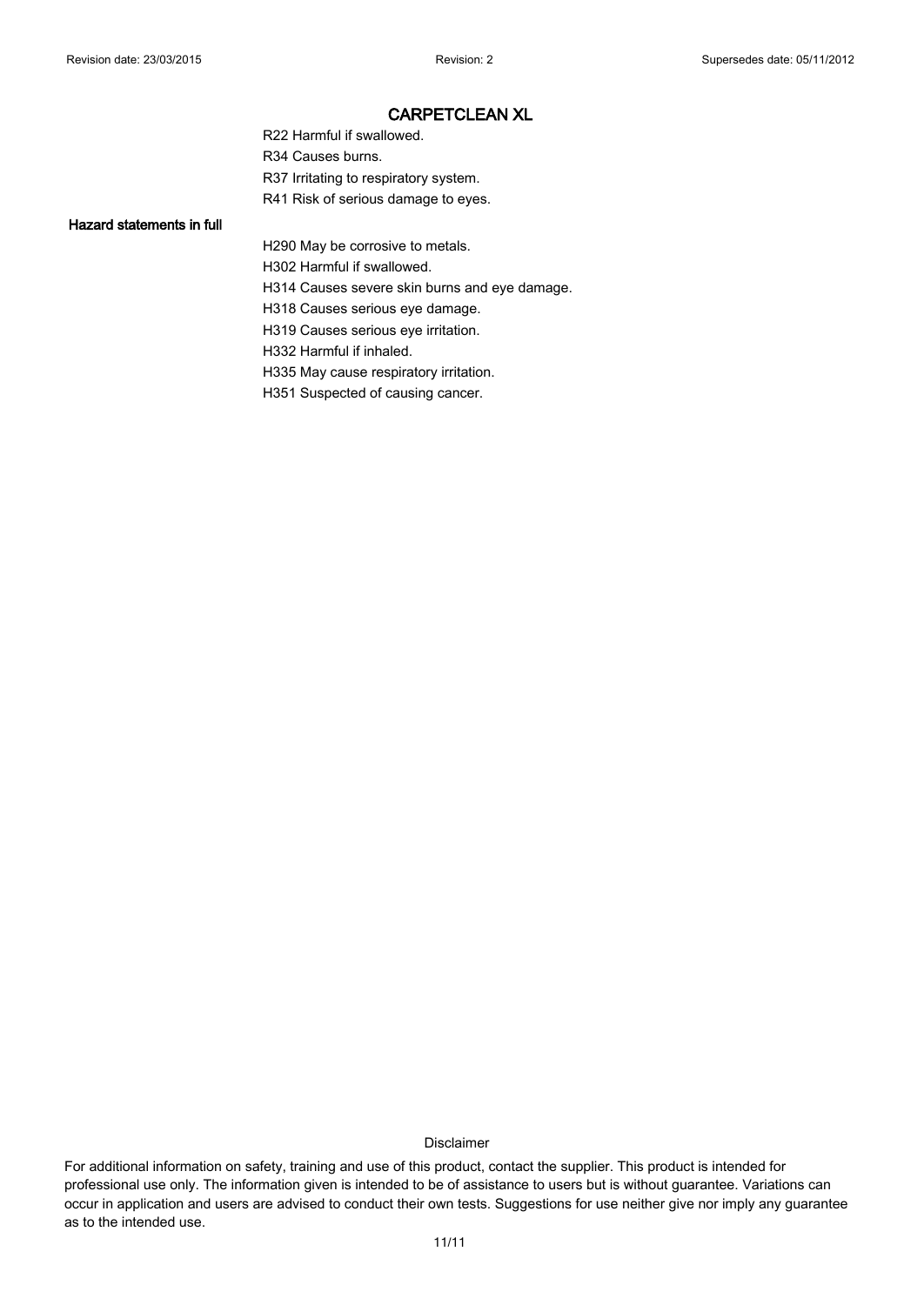# CARPETCLEAN XL

R22 Harmful if swallowed.

R34 Causes burns.

R37 Irritating to respiratory system.

R41 Risk of serious damage to eyes.

**Hazard statements in full**

H290 May be corrosive to metals.

H302 Harmful if swallowed.

H314 Causes severe skin burns and eye damage.

H318 Causes serious eye damage.

H319 Causes serious eye irritation.

H332 Harmful if inhaled.

H335 May cause respiratory irritation.

H351 Suspected of causing cancer.

Disclaimer

For additional information on safety, training and use of this product, contact the supplier. This product is intended for professional use only. The information given is intended to be of assistance to users but is without guarantee. Variations can occur in application and users are advised to conduct their own tests. Suggestions for use neither give nor imply any guarantee as to the intended use.